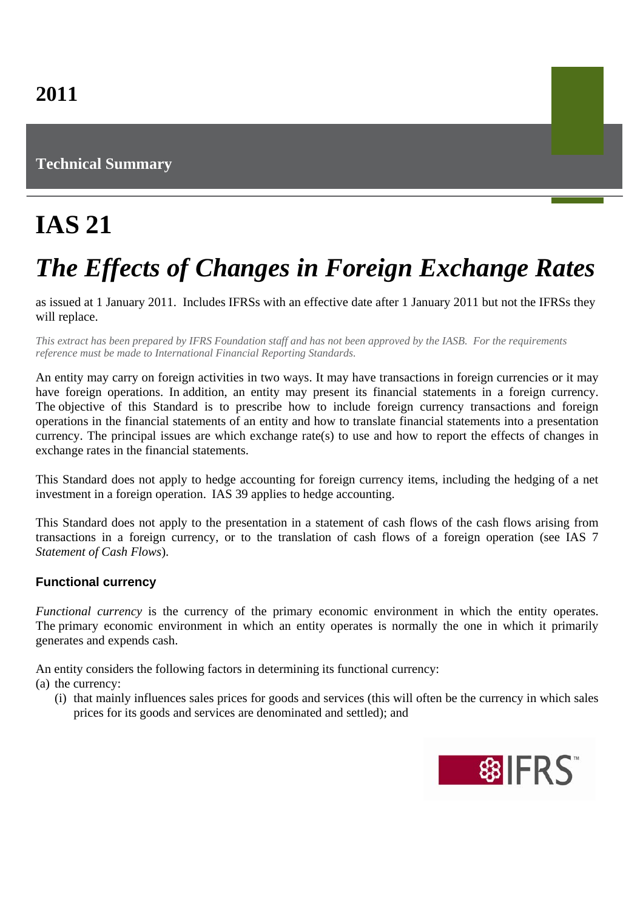**2011**

**Technical Summary**

# IAS 21

## *The Effects of Changes in Foreign Exchange Rates*

as issued at 1 January 2011. Includes IFRSs with an effective date after 1 January 2011 but not the IFRSs they will replace.

*This extract has been prepared by IFRS Foundation staff and has not been approved by the IASB. For the requirements reference must be made to International Financial Reporting Standards.*

An entity may carry on foreign activities in two ways. It may have transactions in foreign currencies or it may have foreign operations. In addition, an entity may present its financial statements in a foreign currency. The objective of this Standard is to prescribe how to include foreign currency transactions and foreign operations in the financial statements of an entity and how to translate financial statements into a presentation currency. The principal issues are which exchange rate(s) to use and how to report the effects of changes in exchange rates in the financial statements.

This Standard does not apply to hedge accounting for foreign currency items, including the hedging of a net investment in a foreign operation. IAS 39 applies to hedge accounting.

This Standard does not apply to the presentation in a statement of cash flows of the cash flows arising from transactions in a foreign currency, or to the translation of cash flows of a foreign operation (see IAS 7 *Statement of Cash Flows*).

### Functional currency

*Functional currency* is the currency of the primary economic environment in which the entity operates. The primary economic environment in which an entity operates is normally the one in which it primarily generates and expends cash.

An entity considers the following factors in determining its functional currency:

(a) the currency:

(i) that mainly influences sales prices for goods and services (this will often be the currency in which sales prices for its goods and services are denominated and settled); and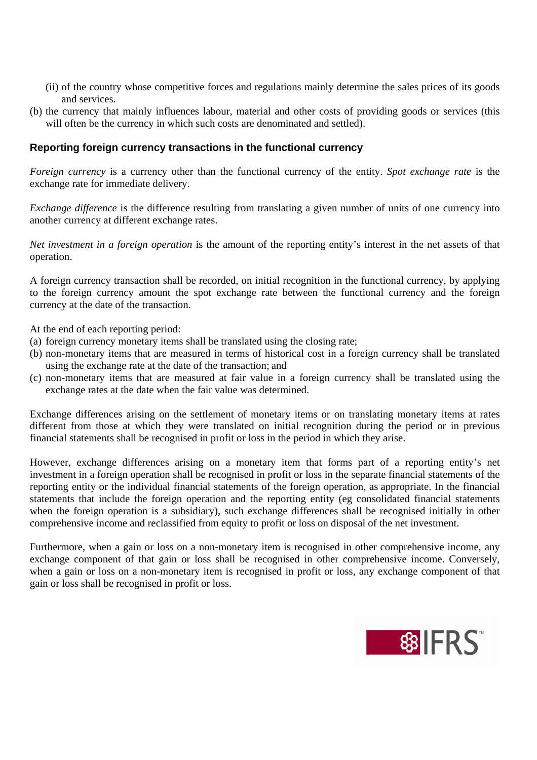(ii) of the country whose competitive forces and regulations mainly determine the sales prices of its goods and services.

(b) the currency that mainly influences labour, material and other costs of providing goods or services (this will often be the currency in which such costs are denominated and settled).

### Reporting foreign currency transactions in the functional currency

*Foreign currency* is a currency other than the functional currency of the entity. *Spot exchange rate* is the exchange rate for immediate delivery.

*Exchange difference* is the difference resulting from translating a given number of units of one currency into another currency at different exchange rates.

*Net investment in a foreign operation* is the amount of the reporting entity's interest in the net assets of that operation.

A foreign currency transaction shall be recorded, on initial recognition in the functional currency, by applying to the foreign currency amount the spot exchange rate between the functional currency and the foreign currency at the date of the transaction.

At the end of each reporting period:

(a) foreign currency monetary items shall be translated using the closing rate;
(b) non-monetary items that are measured in terms of historical cost in a foreign currency shall be translated using the exchange rate at the date of the transaction; and
(c) non-monetary items that are measured at fair value in a foreign currency shall be translated using the exchange rates at the date when the fair value was determined.

Exchange differences arising on the settlement of monetary items or on translating monetary items at rates different from those at which they were translated on initial recognition during the period or in previous financial statements shall be recognised in profit or loss in the period in which they arise.

However, exchange differences arising on a monetary item that forms part of a reporting entity's net investment in a foreign operation shall be recognised in profit or loss in the separate financial statements of the reporting entity or the individual financial statements of the foreign operation, as appropriate. In the financial statements that include the foreign operation and the reporting entity (eg consolidated financial statements when the foreign operation is a subsidiary), such exchange differences shall be recognised initially in other comprehensive income and reclassified from equity to profit or loss on disposal of the net investment.

Furthermore, when a gain or loss on a non-monetary item is recognised in other comprehensive income, any exchange component of that gain or loss shall be recognised in other comprehensive income. Conversely, when a gain or loss on a non-monetary item is recognised in profit or loss, any exchange component of that gain or loss shall be recognised in profit or loss.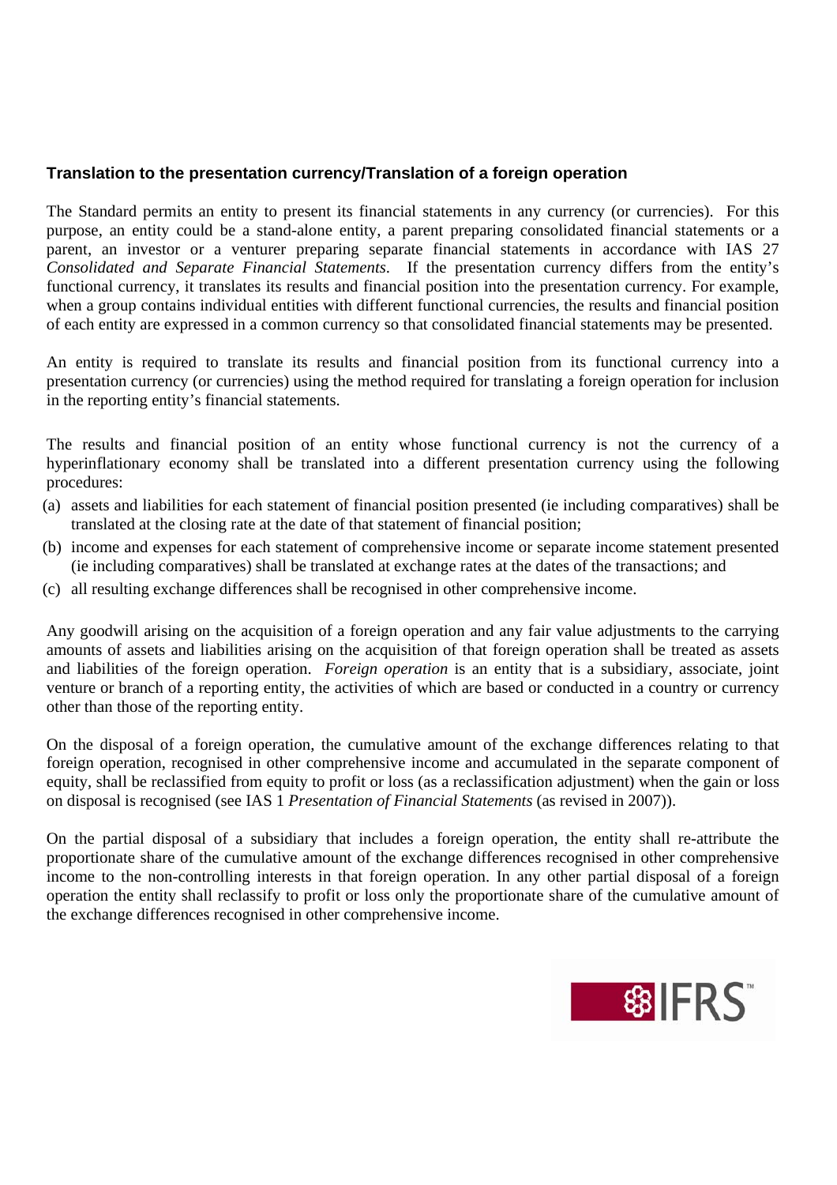## Translation to the presentation currency/Translation of a foreign operation

The Standard permits an entity to present its financial statements in any currency (or currencies). For this purpose, an entity could be a stand-alone entity, a parent preparing consolidated financial statements or a parent, an investor or a venturer preparing separate financial statements in accordance with IAS 27 *Consolidated and Separate Financial Statements*. If the presentation currency differs from the entity's functional currency, it translates its results and financial position into the presentation currency. For example, when a group contains individual entities with different functional currencies, the results and financial position of each entity are expressed in a common currency so that consolidated financial statements may be presented.

An entity is required to translate its results and financial position from its functional currency into a presentation currency (or currencies) using the method required for translating a foreign operation for inclusion in the reporting entity's financial statements.

The results and financial position of an entity whose functional currency is not the currency of a hyperinflationary economy shall be translated into a different presentation currency using the following procedures:

(a) assets and liabilities for each statement of financial position presented (ie including comparatives) shall be translated at the closing rate at the date of that statement of financial position;

(b) income and expenses for each statement of comprehensive income or separate income statement presented (ie including comparatives) shall be translated at exchange rates at the dates of the transactions; and

(c) all resulting exchange differences shall be recognised in other comprehensive income.

Any goodwill arising on the acquisition of a foreign operation and any fair value adjustments to the carrying amounts of assets and liabilities arising on the acquisition of that foreign operation shall be treated as assets and liabilities of the foreign operation. *Foreign operation* is an entity that is a subsidiary, associate, joint venture or branch of a reporting entity, the activities of which are based or conducted in a country or currency other than those of the reporting entity.

On the disposal of a foreign operation, the cumulative amount of the exchange differences relating to that foreign operation, recognised in other comprehensive income and accumulated in the separate component of equity, shall be reclassified from equity to profit or loss (as a reclassification adjustment) when the gain or loss on disposal is recognised (see IAS 1 *Presentation of Financial Statements* (as revised in 2007)).

On the partial disposal of a subsidiary that includes a foreign operation, the entity shall re-attribute the proportionate share of the cumulative amount of the exchange differences recognised in other comprehensive income to the non-controlling interests in that foreign operation. In any other partial disposal of a foreign operation the entity shall reclassify to profit or loss only the proportionate share of the cumulative amount of the exchange differences recognised in other comprehensive income.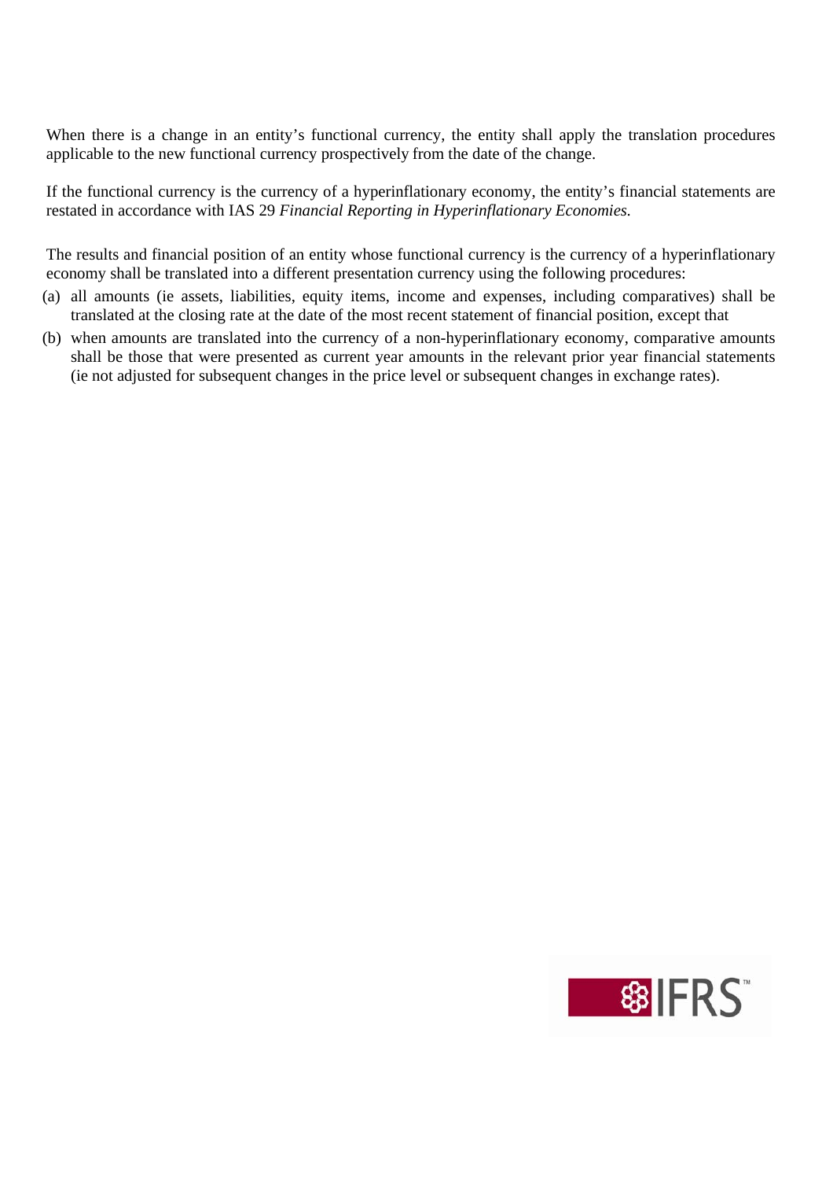When there is a change in an entity's functional currency, the entity shall apply the translation procedures applicable to the new functional currency prospectively from the date of the change.

If the functional currency is the currency of a hyperinflationary economy, the entity's financial statements are restated in accordance with IAS 29 *Financial Reporting in Hyperinflationary Economies.*

The results and financial position of an entity whose functional currency is the currency of a hyperinflationary economy shall be translated into a different presentation currency using the following procedures:

(a) all amounts (ie assets, liabilities, equity items, income and expenses, including comparatives) shall be translated at the closing rate at the date of the most recent statement of financial position, except that

(b) when amounts are translated into the currency of a non-hyperinflationary economy, comparative amounts shall be those that were presented as current year amounts in the relevant prior year financial statements (ie not adjusted for subsequent changes in the price level or subsequent changes in exchange rates).